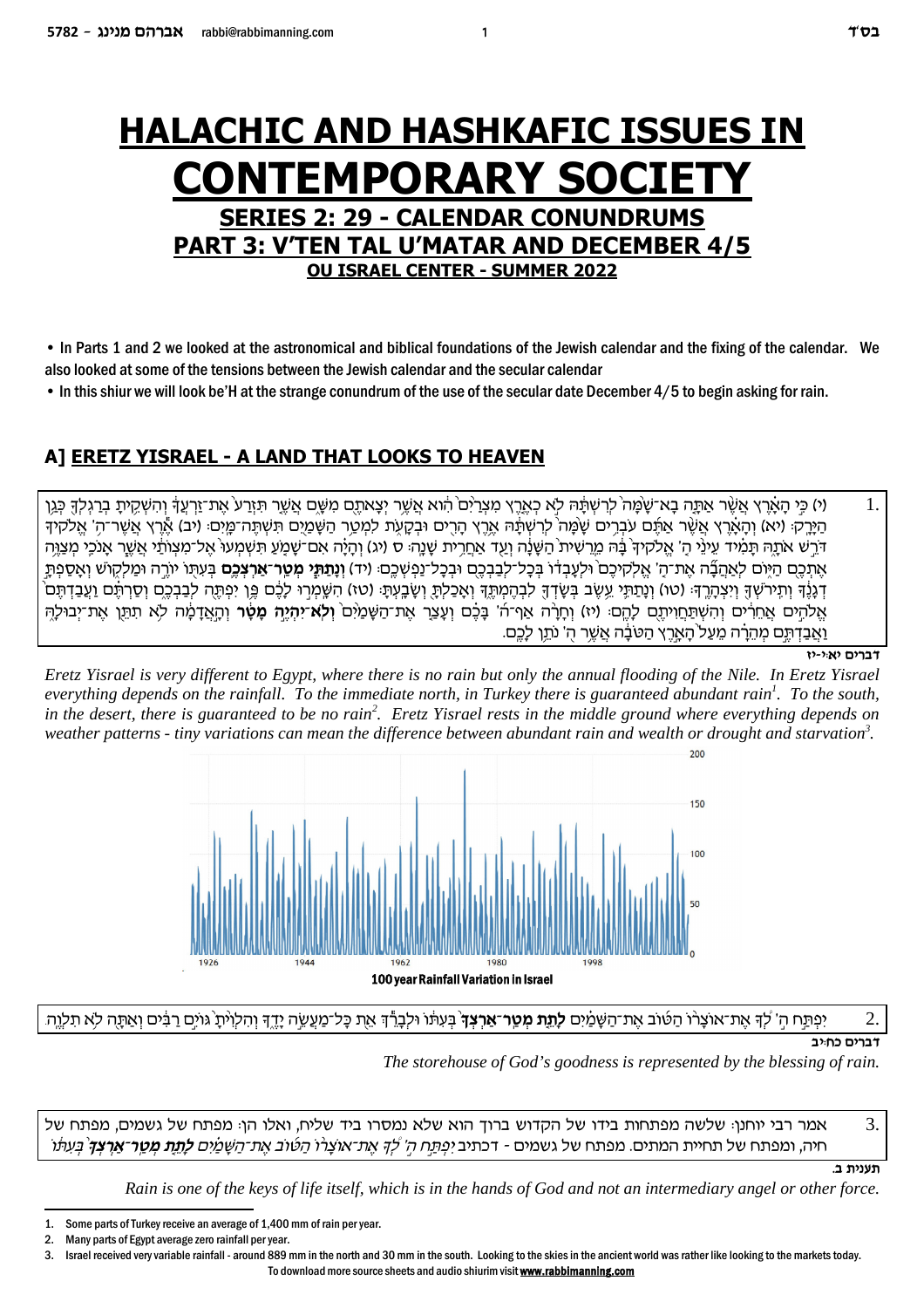# HALACHIC AND HASHKAFIC ISSUES IN CONTEMPORARY SOCIETY

## SERIES 2: 29 - CALENDAR CONUNDRUMS

## PART 3: V'TEN TAL U'MATAR AND DECEMBER 4/5

### OU ISRAEL CENTER - SUMMER 2022

- In Parts 1 and 2 we looked at the astronomical and biblical foundations of the Jewish calendar and the fixing of the calendar. We also looked at some of the tensions between the Jewish calendar and the secular calendar
- In this shiur we will look be'H at the strange conundrum of the use of the secular date December 4/5 to begin asking for rain.

## A] ERETZ YISRAEL - A LAND THAT LOOKS TO HEAVEN

1. (י) כִּ֣י הָאָ֗רֶץ אֲשֶׁ֨ר אַתָּ֤ה בָא־שָׁ֙מָּה֙ לְרִשְׁתָּ֔הּ לֹ֣א כְאֶ֤רֶץ מִצְרַ֙יִם֙ הִ֔וא אֲשֶׁ֥ר יְצָאתֶ֖ם מִשָּׁ֑ם אֲשֶׁ֤ר תִּזְרַע֙ אֶֽת־זַרְעֲךָ֔ וְהִשְׁקִ֥יתָ בְרַגְלְךָ֖ כְּגַ֥ן הַיָּרָֽק׃ (יא) וְהָאָ֗רֶץ אֲשֶׁ֨ר אַתֶּ֜ם עֹבְרִ֥ים שָׁ֙מָּה֙ לְרִשְׁתָּ֔הּ אֶ֥רֶץ הָרִ֖ים וּבְקָעֹ֑ת לִמְטַ֥ר הַשָּׁמַ֖יִם תִּשְׁתֶּה־מָּֽיִם׃ (יב) אֶ֕רֶץ אֲשֶׁר־ה' אֱלֹקיךָ דֹּרֵ֣שׁ אֹתָ֑הּ תָּמִ֗יד עֵינֵ֨י ה' אֱלֹקיךָ֙ בָּ֔הּ מֵֽרֵשִׁית֙ הַשָּׁנָ֔ה וְעַ֖ד אַחֲרִ֥ית שָׁנָֽה׃ ס (יג) וְהָיָ֗ה אִם־שָׁמֹ֤עַ תִּשְׁמְעוּ֙ אֶל־מִצְוֺתַ֔י אֲשֶׁ֧ר אָנֹכִ֛י מְצַוֶּ֥ה אֶתְכֶ֖ם הַיּ֑וֹם לְאַהֲבָ֞ה אֶת־ה' אֱלֹקיכֶם֙ וּלְעָבְד֔וֹ בְּכָל־לְבַבְכֶ֖ם וּבְכָל־נַפְשְׁכֶֽם׃ (יד) **וְנָתַתִּ֧י מְטַֽר־אַרְצְכֶ֛ם** בְּעִתּ֖וֹ יוֹרֶ֣ה וּמַלְק֑וֹשׁ וְאָסַפְתָּ֣ דְגָנֶ֔ךָ וְתִירֹשְׁךָ֖ וְיִצְהָרֶֽךָ׃ (טו) וְנָתַתִּ֛י עֵ֥שֶׂב בְּשָׂדְךָ֖ לִבְהֶמְתֶּ֑ךָ וְאָכַלְתָּ֖ וְשָׂבָֽעְתָּ׃ (טז) הִשָּׁמְר֣וּ לָכֶ֔ם פֶּ֥ן יִפְתֶּ֖ה לְבַבְכֶ֑ם וְסַרְתֶּ֗ם וַעֲבַדְתֶּם֙ אֱלֹהִ֣ים אֲחֵרִ֔ים וְהִשְׁתַּחֲוִיתֶ֖ם לָהֶֽם׃ (יז) וְחָרָ֨ה אַף־ה' בָּכֶ֗ם וְעָצַ֤ר אֶת־הַשָּׁמַ֙יִם֙ **וְלֹא־יִהְיֶ֣ה מָטָ֔ר** וְהָ֣אֲדָמָ֔ה לֹ֥א תִתֵּ֖ן אֶת־יְבוּלָ֑הּ וַאֲבַדְתֶּ֣ם מְהֵרָ֗ה מֵעַל֙ הָאָ֣רֶץ הַטֹּבָ֔ה אֲשֶׁ֥ר ה' נֹתֵ֥ן לָכֶֽם.

**דברים יא:י-יז**

*Eretz Yisrael is very different to Egypt, where there is no rain but only the annual flooding of the Nile. In Eretz Yisrael everything depends on the rainfall. To the immediate north, in Turkey there is guaranteed abundant rain[1]. To the south, in the desert, there is guaranteed to be no rain[2]. Eretz Yisrael rests in the middle ground where everything depends on weather patterns - tiny variations can mean the difference between abundant rain and wealth or drought and starvation[3].*

100 year Rainfall Variation in Israel

2. יִפְתַּ֣ח ה' ׀ לְ֠ךָ֠ אֶת־אוֹצָר֨וֹ הַטּ֜וֹב אֶת־הַשָּׁמַ֗יִם **לָתֵ֤ת מְטַֽר־אַרְצְךָ֙** בְּעִתּ֔וֹ וּלְבָרֵ֕ךְ אֵ֖ת כָּל־מַעֲשֵׂ֣ה יָדֶ֑ךָ וְהִלְוִ֙יתָ֙ גּוֹיִ֣ם רַבִּ֔ים וְאַתָּ֖ה לֹ֥א תִלְוֶֽה.

**דברים כח:יב**

*The storehouse of God's goodness is represented by the blessing of rain.*

3. אמר רבי יוחנן: שלשה מפתחות בידו של הקדוש ברוך הוא שלא נמסרו ביד שליח, ואלו הן: מפתח של גשמים, מפתח של חיה, ומפתח של תחיית המתים. מפתח של גשמים - דכתיב *יִפְתַּ֣ח ה' לְ֠ךָ֠ אֶת־אוֹצָר֨וֹ הַטּ֜וֹב אֶת־הַשָּׁמַ֗יִם **לָתֵ֤ת מְטַֽר־אַרְצְךָ֙** בְּעִתּ֔וֹ*

**תענית ב.**

*Rain is one of the keys of life itself, which is in the hands of God and not an intermediary angel or other force.*

---

1. Some parts of Turkey receive an average of 1,400 mm of rain per year.
2. Many parts of Egypt average zero rainfall per year.
3. Israel received very variable rainfall - around 889 mm in the north and 30 mm in the south. Looking to the skies in the ancient world was rather like looking to the markets today.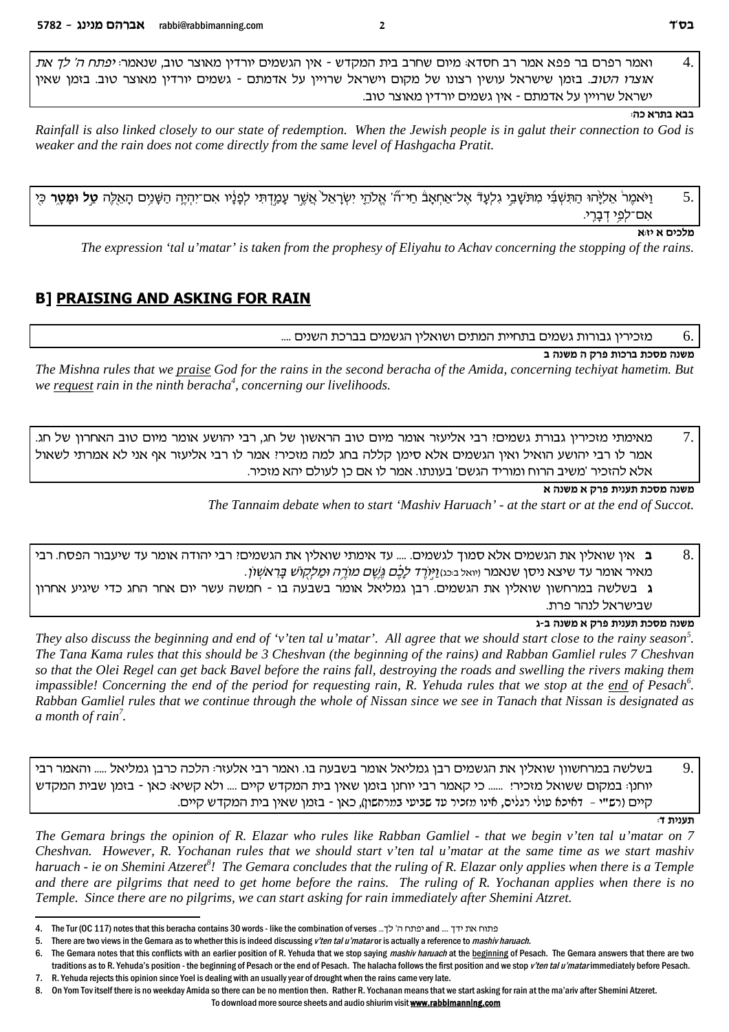4. ואמר רפרם בר פפא אמר רב חסדא: מיום שחרב בית המקדש - אין הגשמים יורדין מאוצר טוב, שנאמר: *יפתח ה' לך את אוצרו הטוב*. בזמן שישראל עושין רצונו של מקום וישראל שרויין על אדמתם - גשמים יורדין מאוצר טוב. בזמן שאין ישראל שרויין על אדמתם - אין גשמים יורדין מאוצר טוב.

**בבא בתרא כה:**

*Rainfall is also linked closely to our state of redemption. When the Jewish people is in galut their connection to God is weaker and the rain does not come directly from the same level of Hashgacha Pratit.*

5. וַיֹּאמֶר֩ אֵלִיָּ֨הוּ הַתִּשְׁבִּ֜י מִתֹּשָׁבֵ֣י גִלְעָד֮ אֶל־אַחְאָב֒ חַי־ה֞' אֱלֹהֵ֤י יִשְׂרָאֵל֙ אֲשֶׁ֣ר עָמַ֣דְתִּי לְפָנָ֔יו אִם־יִהְיֶ֛ה הַשָּׁנִ֥ים הָאֵ֖לֶּה **טַ֣ל וּמָטָ֑ר** כִּ֖י אִם־לְפִ֥י דְבָרִֽי.

**מלכים א יז:א**

*The expression 'tal u'matar' is taken from the prophesy of Eliyahu to Achav concerning the stopping of the rains.*

## B] PRAISING AND ASKING FOR RAIN

6. מזכירין גבורות גשמים בתחיית המתים ושואלין הגשמים בברכת השנים ....

**משנה מסכת ברכות פרק ה משנה ב**

*The Mishna rules that we praise God for the rains in the second beracha of the Amida, concerning techiyat hametim. But we request rain in the ninth beracha[4], concerning our livelihoods.*

7. מאימתי מזכירין גבורת גשמים? רבי אליעזר אומר מיום טוב הראשון של חג, רבי יהושע אומר מיום טוב האחרון של חג. אמר לו רבי יהושע הואיל ואין הגשמים אלא סימן קללה בחג למה מזכיר? אמר לו רבי אליעזר אף אני לא אמרתי לשאול אלא להזכיר 'משיב הרוח ומוריד הגשם' בעונתו. אמר לו אם כן לעולם יהא מזכיר.

**משנה מסכת תענית פרק א משנה א**

*The Tannaim debate when to start 'Mashiv Haruach' - at the start or at the end of Succot.*

8. **ב** אין שואלין את הגשמים אלא סמוך לגשמים. .... עד אימתי שואלין את הגשמים? רבי יהודה אומר עד שיעבור הפסח. רבי מאיר אומר עד שיצא ניסן שנאמר (יואל ב:כג) *וַיּ֣וֹרֶד לָכֶ֗ם גֶּ֛שֶׁם מוֹרֶ֥ה וּמַלְק֖וֹשׁ בָּרִאשֽׁוֹן*.
**ג** בשלשה במרחשון שואלין את הגשמים. רבן גמליאל אומר בשבעה בו - חמשה עשר יום אחר החג כדי שיגיע אחרון שבישראל לנהר פרת.

**משנה מסכת תענית פרק א משנה ב-ג**

*They also discuss the beginning and end of 'v'ten tal u'matar'. All agree that we should start close to the rainy season[5]. The Tana Kama rules that this should be 3 Cheshvan (the beginning of the rains) and Rabban Gamliel rules 7 Cheshvan so that the Olei Regel can get back Bavel before the rains fall, destroying the roads and swelling the rivers making them impassible! Concerning the end of the period for requesting rain, R. Yehuda rules that we stop at the end of Pesach[6]. Rabban Gamliel rules that we continue through the whole of Nissan since we see in Tanach that Nissan is designated as a month of rain[7].*

9. בשלשה במרחשוון שואלין את הגשמים רבן גמליאל אומר בשבעה בו. ואמר רבי אלעזר: הלכה כרבן גמליאל ..... והאמר רבי יוחנן: במקום ששואל מזכיר! ...... כי קאמר רבי יוחנן בזמן שאין בית המקדש קיים .... ולא קשיא: כאן - בזמן שבית המקדש קיים (רש"י - דאיכא עולי רגלים, אינו מזכיר עד שביעי במרחשון), כאן - בזמן שאין בית המקדש קיים.

**תענית ד:**

*The Gemara brings the opinion of R. Elazar who rules like Rabban Gamliel - that we begin v'ten tal u'matar on 7 Cheshvan. However, R. Yochanan rules that we should start v'ten tal u'matar at the same time as we start mashiv haruach - ie on Shemini Atzeret[8]! The Gemara concludes that the ruling of R. Elazar only applies when there is a Temple and there are pilgrims that need to get home before the rains. The ruling of R. Yochanan applies when there is no Temple. Since there are no pilgrims, we can start asking for rain immediately after Shemini Atzret.*

---

4. The Tur (OC 117) notes that this beracha contains 30 words - like the combination of verses ...יפתח ה' לך and .... פתוח את ידך
5. There are two views in the Gemara as to whether this is indeed discussing *v'ten tal u'matar* or is actually a reference to *mashiv haruach.*
6. The Gemara notes that this conflicts with an earlier position of R. Yehuda that we stop saying *mashiv haruach* at the beginning of Pesach. The Gemara answers that there are two traditions as to R. Yehuda's position - the beginning of Pesach or the end of Pesach. The halacha follows the first position and we stop *v'ten tal u'matar* immediately before Pesach.
7. R. Yehuda rejects this opinion since Yoel is dealing with an usually year of drought when the rains came very late.
8. On Yom Tov itself there is no weekday Amida so there can be no mention then. Rather R. Yochanan means that we start asking for rain at the ma'ariv after Shemini Atzeret.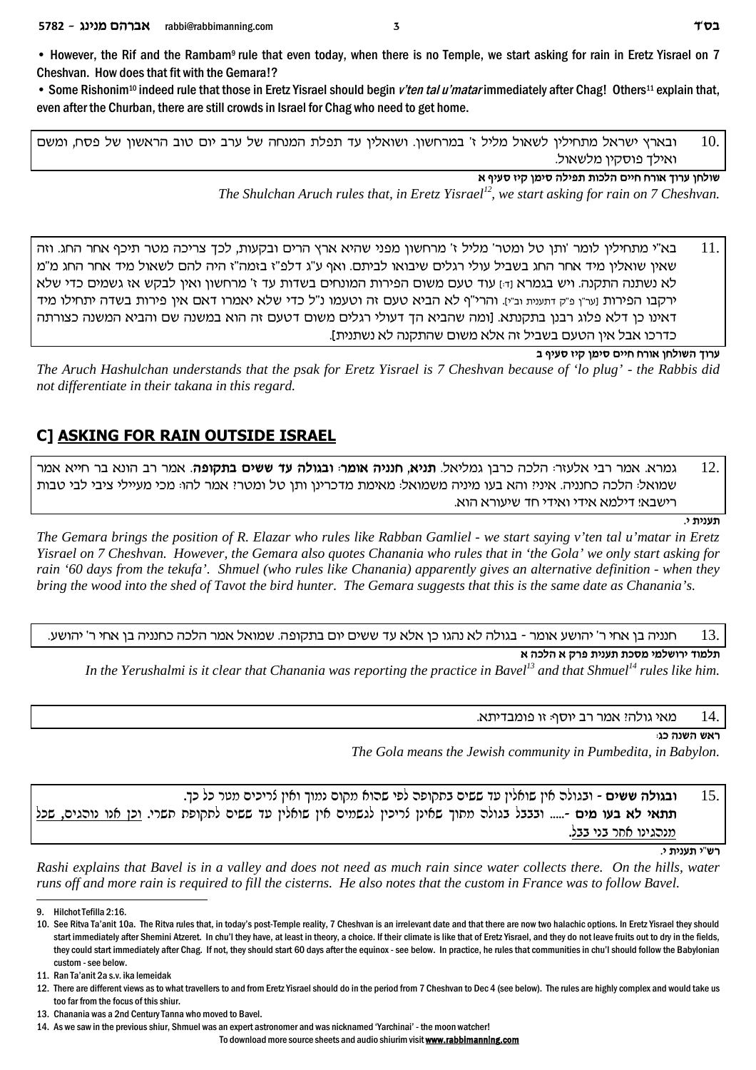• However, the Rif and the Rambam[9] rule that even today, when there is no Temple, we start asking for rain in Eretz Yisrael on 7 Cheshvan. How does that fit with the Gemara!?

• Some Rishonim[10] indeed rule that those in Eretz Yisrael should begin *v'ten tal u'matar* immediately after Chag! Others[11] explain that, even after the Churban, there are still crowds in Israel for Chag who need to get home.

10. ובארץ ישראל מתחילין לשאול מליל ז' במרחשון. ושואלין עד תפלת המנחה של ערב יום טוב הראשון של פסח, ומשם ואילך פוסקין מלשאול.

**שולחן ערוך אורח חיים הלכות תפילה סימן קיז סעיף א**

*The Shulchan Aruch rules that, in Eretz Yisrael[12], we start asking for rain on 7 Cheshvan.*

11. בא"י מתחילין לומר 'ותן טל ומטר' מליל ז' מרחשון מפני שהיא ארץ הרים ובקעות, לכך צריכה מטר תיכף אחר החג. וזה שאין שואלין מיד אחר החג בשביל עולי רגלים שיבואו לביתם. ואף ע"ג דלפ"ז בזמה"ז היה להם לשאול מיד אחר החג מ"מ לא נשתנה התקנה. ויש בגמרא [ד:] עוד טעם משום הפירות המונחים בשדות עד ז' מרחשון ואין לבקש אז גשמים כדי שלא ירקבו הפירות [עי' פ"ק דתענית וב"י]. והרי"ף לא הביא טעם זה וטעמו נ"ל כדי שלא יאמרו דאם אין פירות בשדה יתחילו מיד דאינו כן דלא פלוג רבנן בתקנתא. [ומה שהביא הך דעולי רגלים משום דטעם זה הוא במשנה שם והביא המשנה כצורתה כדרכו אבל אין הטעם בשביל זה אלא משום שהתקנה לא נשתנית].

**ערוך השולחן אורח חיים סימן קיז סעיף ב**

*The Aruch Hashulchan understands that the psak for Eretz Yisrael is 7 Cheshvan because of 'lo plug' - the Rabbis did not differentiate in their takana in this regard.*

## C] ASKING FOR RAIN OUTSIDE ISRAEL

12. גמרא. אמר רבי אלעזר: הלכה כרבן גמליאל. **תניא, חנניה אומר: ובגולה עד ששים בתקופה**. אמר רב הונא בר חייא אמר שמואל: הלכה כחנניה. איני? והא בעו מיניה משמואל: מאימת מדכרינן ותן טל ומטר? אמר להו: מכי מעיילי ציבי לבי טבות רישבא! דילמא אידי ואידי חד שיעורא הוא.

**תענית י.**

*The Gemara brings the position of R. Elazar who rules like Rabban Gamliel - we start saying v'ten tal u'matar in Eretz Yisrael on 7 Cheshvan. However, the Gemara also quotes Chanania who rules that in 'the Gola' we only start asking for rain '60 days from the tekufa'. Shmuel (who rules like Chanania) apparently gives an alternative definition - when they bring the wood into the shed of Tavot the bird hunter. The Gemara suggests that this is the same date as Chanania's.*

13. חנניה בן אחי ר' יהושע אומר - בגולה לא נהגו כן אלא עד ששים יום בתקופה. שמואל אמר הלכה כחנניה בן אחי ר' יהושע.

**תלמוד ירושלמי מסכת תענית פרק א הלכה א**

*In the Yerushalmi is it clear that Chanania was reporting the practice in Bavel[13] and that Shmuel[14] rules like him.*

14. מאי גולה? אמר רב יוסף: זו פומבדיתא.

**ראש השנה כג:**

*The Gola means the Jewish community in Pumbedita, in Babylon.*

15. **ובגולה ששים** - ובגולה אין שואלין עד ששים בתקופה לפי שהוא מקום נמוך ואין צריכים מטר כל כך.
**תתאי לא בעו מים** -..... ובבבל בגולה מתוך שאינן צריכין לגשמים אין שואלין עד ששים לתקופת תשרי. <u>וכן אנו נוהגים, שכל מנהגינו אחר בני בבל</u>.

**רש"י תענית י.**

*Rashi explains that Bavel is in a valley and does not need as much rain since water collects there. On the hills, water runs off and more rain is required to fill the cisterns. He also notes that the custom in France was to follow Bavel.*

---

9. Hilchot Tefilla 2:16.

10. See Ritva Ta'anit 10a. The Ritva rules that, in today's post-Temple reality, 7 Cheshvan is an irrelevant date and that there are now two halachic options. In Eretz Yisrael they should start immediately after Shemini Atzeret. In chu'l they have, at least in theory, a choice. If their climate is like that of Eretz Yisrael, and they do not leave fruits out to dry in the fields, they could start immediately after Chag. If not, they should start 60 days after the equinox - see below. In practice, he rules that communities in chu'l should follow the Babylonian custom - see below.

11. Ran Ta'anit 2a s.v. ika lemeidak

12. There are different views as to what travellers to and from Eretz Yisrael should do in the period from 7 Cheshvan to Dec 4 (see below). The rules are highly complex and would take us too far from the focus of this shiur.

13. Chanania was a 2nd Century Tanna who moved to Bavel.

14. As we saw in the previous shiur, Shmuel was an expert astronomer and was nicknamed 'Yarchinai' - the moon watcher!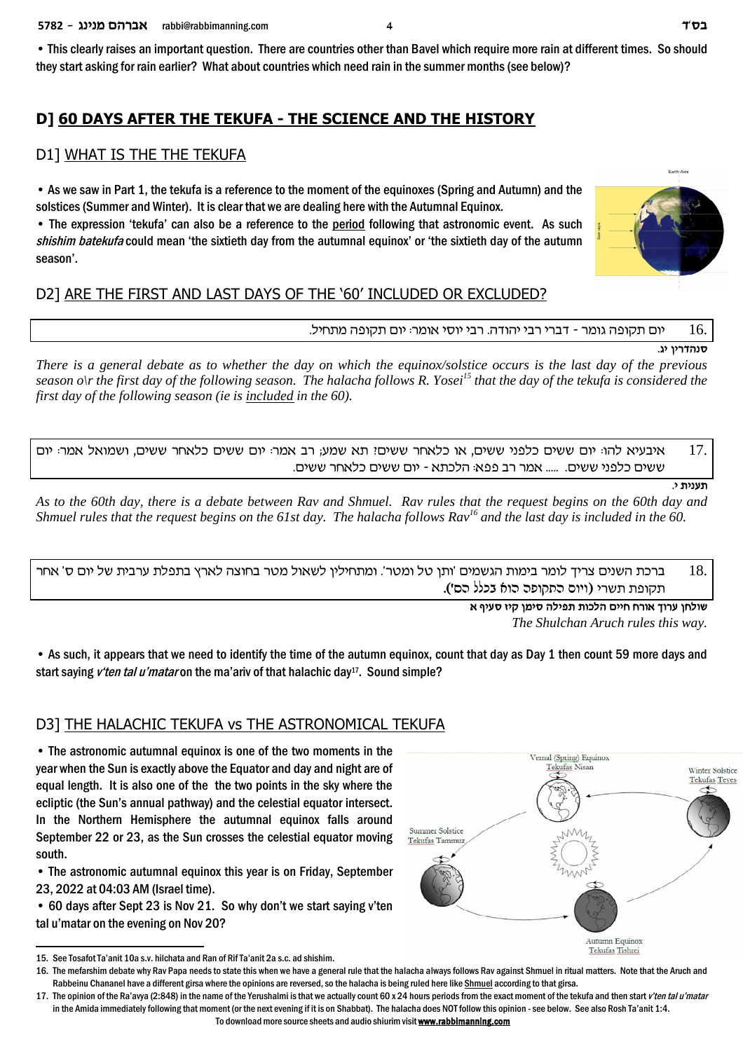• This clearly raises an important question. There are countries other than Bavel which require more rain at different times. So should they start asking for rain earlier? What about countries which need rain in the summer months (see below)?

## D] 60 DAYS AFTER THE TEKUFA - THE SCIENCE AND THE HISTORY

### D1] WHAT IS THE THE TEKUFA

• As we saw in Part 1, the tekufa is a reference to the moment of the equinoxes (Spring and Autumn) and the solstices (Summer and Winter). It is clear that we are dealing here with the Autumnal Equinox.

• The expression 'tekufa' can also be a reference to the period following that astronomic event. As such *shishim batekufa* could mean 'the sixtieth day from the autumnal equinox' or 'the sixtieth day of the autumn season'.

### D2] ARE THE FIRST AND LAST DAYS OF THE '60' INCLUDED OR EXCLUDED?

16. יום תקופה גומר - דברי רבי יהודה. רבי יוסי אומר: יום תקופה מתחיל.

**סנהדרין יג.**

*There is a general debate as to whether the day on which the equinox/solstice occurs is the last day of the previous season o\r the first day of the following season. The halacha follows R. Yosei[15] that the day of the tekufa is considered the first day of the following season (ie is included in the 60).*

17. איבעיא להו: יום ששים כלפני ששים, או כלאחר ששים? תא שמע; רב אמר: יום ששים כלאחר ששים, ושמואל אמר: יום ששים כלפני ששים. ..... אמר רב פפא: הלכתא - יום ששים כלאחר ששים.

**תענית י.**

*As to the 60th day, there is a debate between Rav and Shmuel. Rav rules that the request begins on the 60th day and Shmuel rules that the request begins on the 61st day. The halacha follows Rav[16] and the last day is included in the 60.*

18. ברכת השנים צריך לומר בימות הגשמים 'ותן טל ומטר'. ומתחילין לשאול מטר בחוצה לארץ בתפלת ערבית של יום ס' אחר תקופת תשרי (ויום התקופה הוא בכלל הס').

**שולחן ערוך אורח חיים הלכות תפילה סימן קיז סעיף א**

*The Shulchan Aruch rules this way.*

• As such, it appears that we need to identify the time of the autumn equinox, count that day as Day 1 then count 59 more days and start saying *v'ten tal u'matar* on the ma'ariv of that halachic day[17]. Sound simple?

### D3] THE HALACHIC TEKUFA vs THE ASTRONOMICAL TEKUFA

• The astronomic autumnal equinox is one of the two moments in the year when the Sun is exactly above the Equator and day and night are of equal length. It is also one of the the two points in the sky where the ecliptic (the Sun's annual pathway) and the celestial equator intersect. In the Northern Hemisphere the autumnal equinox falls around September 22 or 23, as the Sun crosses the celestial equator moving south.

• The astronomic autumnal equinox this year is on Friday, September 23, 2022 at 04:03 AM (Israel time).

• 60 days after Sept 23 is Nov 21. So why don't we start saying v'ten tal u'matar on the evening on Nov 20?

---

15. See Tosafot Ta'anit 10a s.v. hilchata and Ran of Rif Ta'anit 2a s.c. ad shishim.

16. The mefarshim debate why Rav Papa needs to state this when we have a general rule that the halacha always follows Rav against Shmuel in ritual matters. Note that the Aruch and Rabbeinu Chananel have a different girsa where the opinions are reversed, so the halacha is being ruled here like Shmuel according to that girsa.

17. The opinion of the Ra'avya (2:848) in the name of the Yerushalmi is that we actually count 60 x 24 hours periods from the exact moment of the tekufa and then start *v'ten tal u'matar* in the Amida immediately following that moment (or the next evening if it is on Shabbat). The halacha does NOT follow this opinion - see below. See also Rosh Ta'anit 1:4.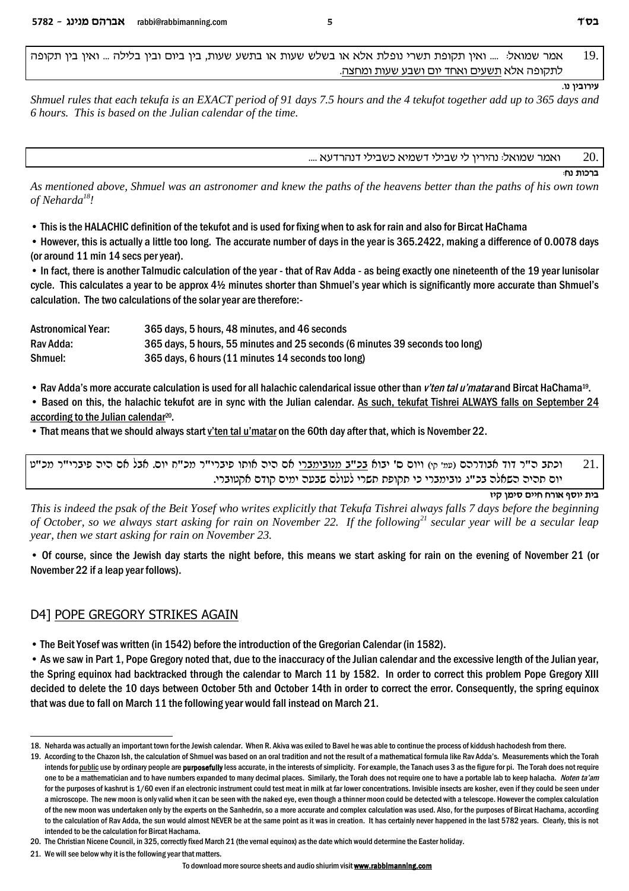19. אמר שמואל: .... ואין תקופת תשרי נופלת אלא או בשלש שעות או בתשע שעות, בין ביום ובין בלילה ... ואין בין תקופה לתקופה אלא תשעים ואחד יום ושבע שעות ומחצה.

**עירובין נו.**

*Shmuel rules that each tekufa is an EXACT period of 91 days 7.5 hours and the 4 tekufot together add up to 365 days and 6 hours. This is based on the Julian calendar of the time.*

20. ואמר שמואל: נהירין לי שבילי דשמיא כשבילי דנהרדעא ....

**ברכות נח:**

*As mentioned above, Shmuel was an astronomer and knew the paths of the heavens better than the paths of his own town of Neharda[18]!*

- This is the HALACHIC definition of the tekufot and is used for fixing when to ask for rain and also for Bircat HaChama
- However, this is actually a little too long. The accurate number of days in the year is 365.2422, making a difference of 0.0078 days (or around 11 min 14 secs per year).
- In fact, there is another Talmudic calculation of the year - that of Rav Adda - as being exactly one nineteenth of the 19 year lunisolar cycle. This calculates a year to be approx 4½ minutes shorter than Shmuel's year which is significantly more accurate than Shmuel's calculation. The two calculations of the solar year are therefore:-

| | |
|---|---|
| Astronomical Year: | 365 days, 5 hours, 48 minutes, and 46 seconds |
| Rav Adda: | 365 days, 5 hours, 55 minutes and 25 seconds (6 minutes 39 seconds too long) |
| Shmuel: | 365 days, 6 hours (11 minutes 14 seconds too long) |

- Rav Adda's more accurate calculation is used for all halachic calendarical issue other than *v'ten tal u'matar* and Bircat HaChama[19].
- Based on this, the halachic tekufot are in sync with the Julian calendar. As such, tekufat Tishrei ALWAYS falls on September 24 according to the Julian calendar[20].
- That means that we should always start v'ten tal u'matar on the 60th day after that, which is November 22.

21. וכתב ה"ר דוד אבודרהם (עמ' קו) ויום ס' יבוא בכ"ב נוביימברי אם היה אותו פיברי"ר מכ"ח יום. אבל אם היה פיברי"ר מכ"ט יום תהיה השאלה בכ"ג נוביימברי כי תקופת תשרי לעולם שבעה ימים קודם אקטובר.

**בית יוסף אורח חיים סימן קיז**

*This is indeed the psak of the Beit Yosef who writes explicitly that Tekufa Tishrei always falls 7 days before the beginning of October, so we always start asking for rain on November 22. If the following[21] secular year will be a secular leap year, then we start asking for rain on November 23.*

- Of course, since the Jewish day starts the night before, this means we start asking for rain on the evening of November 21 (or November 22 if a leap year follows).

## D4] POPE GREGORY STRIKES AGAIN

- The Beit Yosef was written (in 1542) before the introduction of the Gregorian Calendar (in 1582).
- As we saw in Part 1, Pope Gregory noted that, due to the inaccuracy of the Julian calendar and the excessive length of the Julian year, the Spring equinox had backtracked through the calendar to March 11 by 1582. In order to correct this problem Pope Gregory XIII decided to delete the 10 days between October 5th and October 14th in order to correct the error. Consequently, the spring equinox that was due to fall on March 11 the following year would fall instead on March 21.

---

18. Neharda was actually an important town for the Jewish calendar. When R. Akiva was exiled to Bavel he was able to continue the process of kiddush hachodesh from there.

19. According to the Chazon Ish, the calculation of Shmuel was based on an oral tradition and not the result of a mathematical formula like Rav Adda's. Measurements which the Torah intends for public use by ordinary people are **purposefully** less accurate, in the interests of simplicity. For example, the Tanach uses 3 as the figure for pi. The Torah does not require one to be a mathematician and to have numbers expanded to many decimal places. Similarly, the Torah does not require one to have a portable lab to keep halacha. *Noten ta'am* for the purposes of kashrut is 1/60 even if an electronic instrument could test meat in milk at far lower concentrations. Invisible insects are kosher, even if they could be seen under a microscope. The new moon is only valid when it can be seen with the naked eye, even though a thinner moon could be detected with a telescope. However the complex calculation of the new moon was undertaken only by the experts on the Sanhedrin, so a more accurate and complex calculation was used. Also, for the purposes of Bircat Hachama, according to the calculation of Rav Adda, the sun would almost NEVER be at the same point as it was in creation. It has certainly never happened in the last 5782 years. Clearly, this is not intended to be the calculation for Bircat Hachama.

20. The Christian Nicene Council, in 325, correctly fixed March 21 (the vernal equinox) as the date which would determine the Easter holiday.

21. We will see below why it is the following year that matters.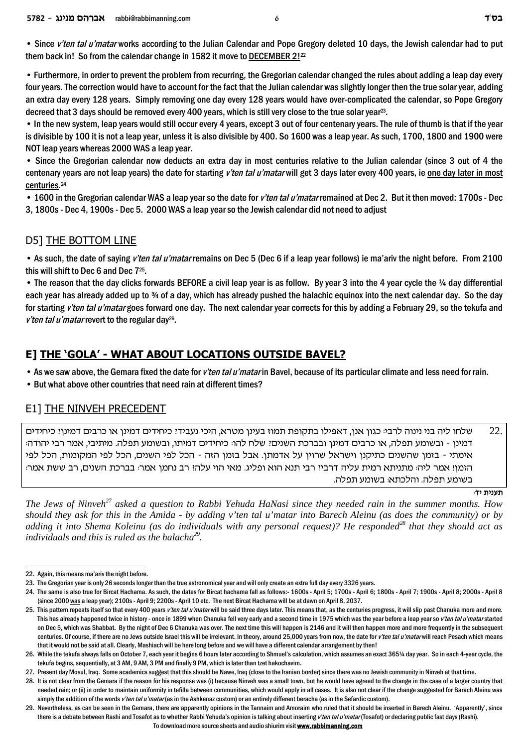• Since *v'ten tal u'matar* works according to the Julian Calendar and Pope Gregory deleted 10 days, the Jewish calendar had to put them back in! So from the calendar change in 1582 it move to <u>DECEMBER 2!</u>[22]

• Furthermore, in order to prevent the problem from recurring, the Gregorian calendar changed the rules about adding a leap day every four years. The correction would have to account for the fact that the Julian calendar was slightly longer then the true solar year, adding an extra day every 128 years. Simply removing one day every 128 years would have over-complicated the calendar, so Pope Gregory decreed that 3 days should be removed every 400 years, which is still very close to the true solar year[23].

• In the new system, leap years would still occur every 4 years, except 3 out of four centenary years. The rule of thumb is that if the year is divisible by 100 it is not a leap year, unless it is also divisible by 400. So 1600 was a leap year. As such, 1700, 1800 and 1900 were NOT leap years whereas 2000 WAS a leap year.

• Since the Gregorian calendar now deducts an extra day in most centuries relative to the Julian calendar (since 3 out of 4 the centenary years are not leap years) the date for starting *v'ten tal u'matar* will get 3 days later every 400 years, ie <u>one day later in most centuries</u>.[24]

• 1600 in the Gregorian calendar WAS a leap year so the date for *v'ten tal u'matar* remained at Dec 2. But it then moved: 1700s - Dec 3, 1800s - Dec 4, 1900s - Dec 5. 2000 WAS a leap year so the Jewish calendar did not need to adjust

## D5] <u>THE BOTTOM LINE</u>

• As such, the date of saying *v'ten tal u'matar* remains on Dec 5 (Dec 6 if a leap year follows) ie ma'ariv the night before. From 2100 this will shift to Dec 6 and Dec 7[25].

• The reason that the day clicks forwards BEFORE a civil leap year is as follow. By year 3 into the 4 year cycle the ¼ day differential each year has already added up to ¾ of a day, which has already pushed the halachic equinox into the next calendar day. So the day for starting *v'ten tal u'matar* goes forward one day. The next calendar year corrects for this by adding a February 29, so the tekufa and *v'ten tal u'matar* revert to the regular day[26].

# E] <u>THE 'GOLA' - WHAT ABOUT LOCATIONS OUTSIDE BAVEL?</u>

• As we saw above, the Gemara fixed the date for *v'ten tal u'matar* in Bavel, because of its particular climate and less need for rain.

• But what above other countries that need rain at different times?

## E1] <u>THE NINVEH PRECEDENT</u>

22. שלחו ליה בני נינוה לרבי: כגון אנן, דאפילו <u>בתקופת תמוז</u> בעינן מטרא, היכי נעביד? כיחידים דמינן או כרבים דמינן? כיחידים דמינן - ובשומע תפלה, או כרבים דמינן ובברכת השנים? שלח להו: כיחידים דמיתו, ובשומע תפלה. מיתיבי, אמר רבי יהודה: אימתי - בזמן שהשנים כתיקנן וישראל שרוין על אדמתן. אבל בזמן הזה - הכל לפי השנים, הכל לפי המקומות, הכל לפי הזמן! אמר ליה: מתניתא רמית עליה דרבי? רבי תנא הוא ופליג. מאי הוי עלה? רב נחמן אמר: בברכת השנים, רב ששת אמר: בשומע תפלה. והלכתא: בשומע תפלה.

**תענית יד:**

*The Jews of Ninveh*[27] *asked a question to Rabbi Yehuda HaNasi since they needed rain in the summer months. How should they ask for this in the Amida - by adding v'ten tal u'matar into Barech Aleinu (as does the community) or by adding it into Shema Koleinu (as do individuals with any personal request)? He responded*[28] *that they should act as individuals and this is ruled as the halacha*[29].

---

22. Again, this means ma'ariv the night before.

23. The Gregorian year is only 26 seconds longer than the true astronomical year and will only create an extra full day every 3326 years.

24. The same is also true for Bircat Hachama. As such, the dates for Bircat hachama fall as follows:- 1600s - April 5; 1700s - April 6; 1800s - April 7; 1900s - April 8; 2000s - April 8 (since 2000 <u>was</u> a leap year); 2100s - April 9; 2200s - April 10 etc. The next Bircat Hachama will be at dawn on April 8, 2037.

25. This pattern repeats itself so that every 400 years *v'ten tal u'matar* will be said three days later. This means that, as the centuries progress, it will slip past Chanuka more and more. This has already happened twice in history - once in 1899 when Chanuka fell very early and a second time in 1975 which was the year before a leap year so *v'ten tal u'matar* started on Dec 5, which was Shabbat. By the night of Dec 6 Chanuka was over. The next time this will happen is 2146 and it will then happen more and more frequently in the subsequent centuries. Of course, if there are no Jews outside Israel this will be irrelevant. In theory, around 25,000 years from now, the date for *v'ten tal u'matar* will reach Pesach which means that it would not be said at all. Clearly, Mashiach will be here long before and we will have a different calendar arrangement by then!

26. While the tekufa always falls on October 7, each year it begins 6 hours later according to Shmuel's calculation, which assumes an exact 365¼ day year. So in each 4-year cycle, the tekufa begins, sequentially, at 3 AM, 9 AM, 3 PM and finally 9 PM, which is later than tzet hakochavim.

27. Present day Mosul, Iraq. Some academics suggest that this should be Nawe, Iraq (close to the Iranian border) since there was no Jewish community in Ninveh at that time.

28. It is not clear from the Gemara if the reason for his response was (i) because Ninveh was a small town, but he would have agreed to the change in the case of a larger country that needed rain; or (ii) in order to maintain uniformity in tefilla between communities, which would apply in all cases. It is also not clear if the change suggested for Barach Aleinu was simply the addition of the words *v'ten tal u'matar* (as in the Ashkenaz custom) or an entirely different beracha (as in the Sefardic custom).

29. Nevertheless, as can be seen in the Gemara, there are apparently opinions in the Tannaim and Amoraim who ruled that it should be inserted in Barech Aleinu. 'Apparently', since there is a debate between Rashi and Tosafot as to whether Rabbi Yehuda's opinion is talking about inserting *v'ten tal u'matar* (Tosafot) or declaring public fast days (Rashi).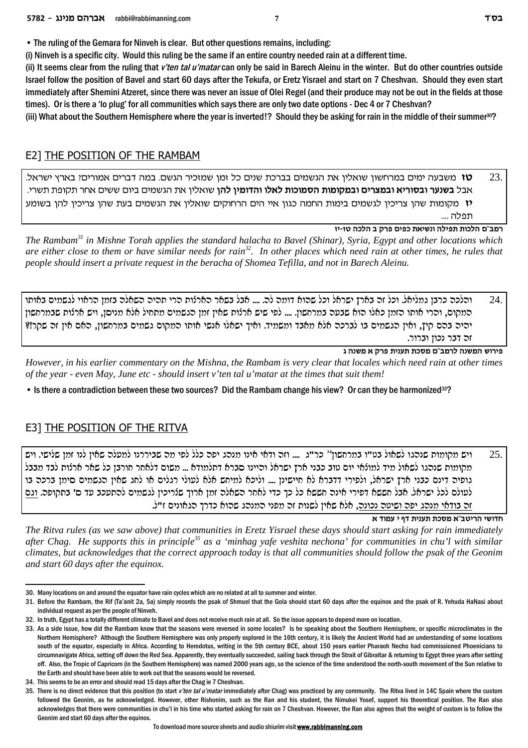- The ruling of the Gemara for Ninveh is clear. But other questions remains, including:

(i) Ninveh is a specific city. Would this ruling be the same if an entire country needed rain at a different time.

(ii) It seems clear from the ruling that *v'ten tal u'matar* can only be said in Barech Aleinu in the winter. But do other countries outside Israel follow the position of Bavel and start 60 days after the Tekufa, or Eretz Yisrael and start on 7 Cheshvan. Should they even start immediately after Shemini Atzeret, since there was never an issue of Olei Regel (and their produce may not be out in the fields at those times). Or is there a 'lo plug' for all communities which says there are only two date options - Dec 4 or 7 Cheshvan?

(iii) What about the Southern Hemisphere where the year is inverted!? Should they be asking for rain in the middle of their summer[30]?

## E2] THE POSITION OF THE RAMBAM

23. **טז** משבעה ימים במרחשון שואלין את הגשמים בברכת שנים כל זמן שמזכיר הגשם. במה דברים אמורים? בארץ ישראל. אבל **בשנער ובסוריא ובמצרים ובמקומות הסמוכות לאלו והדומין להן** שואלין את הגשמים ביום ששים אחר תקופת תשרי. **יז** מקומות שהן צריכין לגשמים בימות החמה כגון איי הים הרחוקים שואלין את הגשמים בעת שהן צריכין להן בשומע תפלה ....

**רמב"ם הלכות תפילה ונשיאת כפים פרק ב הלכה טז-יז**

*The Rambam[31] in Mishne Torah applies the standard halacha to Bavel (Shinar), Syria, Egypt and other locations which are either close to them or have similar needs for rain[32]. In other places which need rain at other times, he rules that people should insert a private request in the beracha of Shomea Tefilla, and not in Barech Aleinu.*

24. והלכה כרבן גמליאל. וכל זה בארץ ישראל וכל שהוא דומה לה. .... אבל בשאר הארצות הרי תהיה השאלה בזמן הראוי לגשמים באותו המקום, והרי אותו הזמן כאלו הוא שבעה במרחשון. .... לפי שיש ארצות שאין זמן הגשמים מתחיל אלא ניסן, ויש ארצות שבמרחשון יהיה בהם קיץ, ואין הגשמים בו לברכה אלא מאבד ומשמיד. ואיך ישאלו אנשי אותו המקום גשמים במרחשון, האם אין זה שקר?! זה דבר נכון וברור.

**פירוש המשנה לרמב"ם מסכת תענית פרק א משנה ג**

*However, in his earlier commentary on the Mishna, the Rambam is very clear that locales which need rain at other times of the year - even May, June etc - should insert v'ten tal u'matar at the times that suit them!*

- Is there a contradiction between these two sources? Did the Rambam change his view? Or can they be harmonized[33]?

## E3] THE POSITION OF THE RITVA

25. ויש מקומות שנהגו לשאול בט"ו במרחשון[34] כר"ג .... וזה ודאי אינו מנהג יפה כלל לפי מה שבררנו למעלה שאין לנו זמן שלישי. ויש מקומות שנהגו לשאול מיד למוצאי יום טוב כבני ארץ ישראל והיינו סברא דתלמודא ... משום דלאחר חורבן כל שאר ארצות לבד מבבל גופיה דינם כבני ארץ ישראל, ולפירי דדברא לא חיישינן .... וליכא למיחש אלא לעולי רגלים או לחג שאין הגשמים סימן ברכה בו לעולם לכל ישראל. אבל חששא דפירי איננה חששא כל כך כדי לאחר זמן השאלה זמן ארוך שצריכין לגשמים להתעכב עד ס' בתקופה. <u>וגם זה בודאי מנהג יפה ושיטה נכונה</u>, אלא שאין לשנות זה מפני המנהג שהוא כדרך הגאונים ז"ל.

**חדושי הריטב"א מסכת תענית דף י עמוד א**

*The Ritva rules (as we saw above) that communities in Eretz Yisrael these days should start asking for rain immediately after Chag. He supports this in principle[35] as a 'minhag yafe veshita nechona' for communities in chu'l with similar climates, but acknowledges that the correct approach today is that all communities should follow the psak of the Geonim and start 60 days after the equinox.*

---

30. Many locations on and around the equator have rain cycles which are no related at all to summer and winter.

31. Before the Rambam, the Rif (Ta'anit 2a, 5a) simply records the psak of Shmuel that the Gola should start 60 days after the equinox and the psak of R. Yehuda HaNasi about individual request as per the people of Ninveh.

32. In truth, Egypt has a totally different climate to Bavel and does not receive much rain at all. So the issue appears to depend more on location.

33. As a side issue, how did the Rambam know that the seasons were reversed in some locales? Is he speaking about the Southern Hemisphere, or specific microclimates in the Northern Hemisphere? Although the Southern Hemisphere was only properly explored in the 16th century, it is likely the Ancient World had an understanding of some locations south of the equator, especially in Africa. According to Herodotus, writing in the 5th century BCE, about 150 years earlier Pharaoh Necho had commissioned Phoenicians to circumnavigate Africa, setting off down the Red Sea. Apparently, they eventually succeeded, sailing back through the Strait of Gibraltar & returning to Egypt three years after setting off. Also, the Tropic of Capricorn (in the Southern Hemisphere) was named 2000 years ago, so the science of the time understood the north-south movement of the Sun relative to the Earth and should have been able to work out that the seasons would be reversed.

34. This seems to be an error and should read 15 days after the Chag ie 7 Cheshvan.

35. There is no direct evidence that this position (to start *v'ten tal u'matar* immediately after Chag) was practiced by any community. The Ritva lived in 14C Spain where the custom followed the Geonim, as he acknowledged. However, other Rishonim, such as the Ran and his student, the Nimukei Yosef, support his theoretical position. The Ran also acknowledges that there were communities in chu'l in his time who started asking for rain on 7 Cheshvan. However, the Ran also agrees that the weight of custom is to follow the Geonim and start 60 days after the equinox.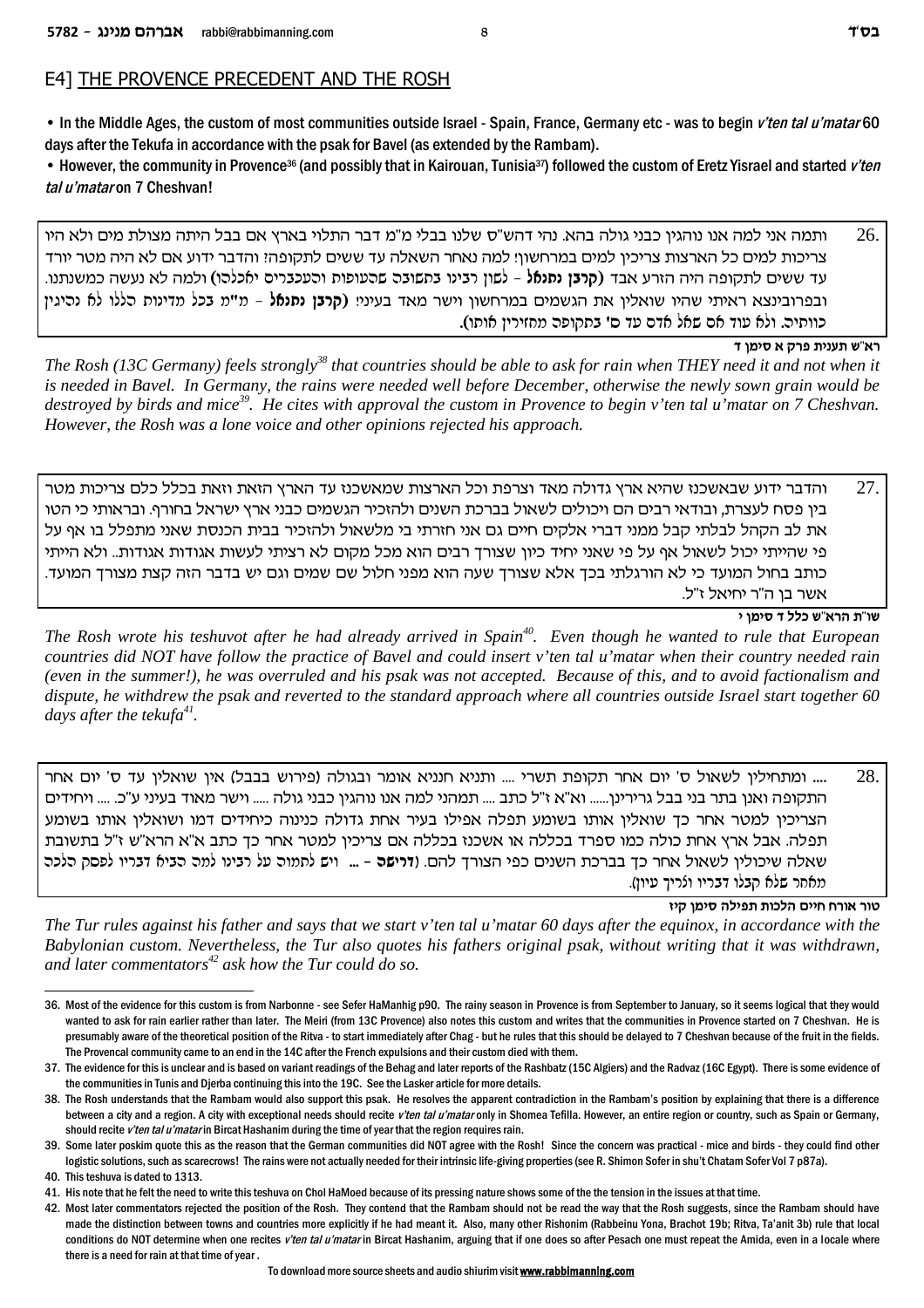## E4] THE PROVENCE PRECEDENT AND THE ROSH

• In the Middle Ages, the custom of most communities outside Israel - Spain, France, Germany etc - was to begin *v'ten tal u'matar* 60 days after the Tekufa in accordance with the psak for Bavel (as extended by the Rambam).

• However, the community in Provence[36] (and possibly that in Kairouan, Tunisia[37]) followed the custom of Eretz Yisrael and started *v'ten tal u'matar* on 7 Cheshvan!

26. ותמה אני למה אנו נוהגין כבני גולה בהא. נהי דהש"ס שלנו בבלי מ"מ דבר התלוי בארץ אם בבל היתה מצולת מים ולא היו צריכות למים כל הארצות צריכין למים במרחשון? למה נאחר השאלה עד ששים לתקופה? והדבר ידוע אם לא היה מטר יורד עד ששים לתקופה היה הזרע אבד **(קרבן נתנאל** - לשון רבינו בתשובה שהעופות והעכברים יאכלוהו) ולמה לא נעשה כמשנתנו. ובפרובינצא ראיתי שהיו שואלין את הגשמים במרחשון וישר מאד בעיני! **(קרבן נתנאל** - מ"מ בכל מדינות הללו לא נהיגין כוותיה. ולא עוד אם שאל אדם עד ס' בתקופה מחזירין אותו).

**רא"ש תענית פרק א סימן ד**

*The Rosh (13C Germany) feels strongly[38] that countries should be able to ask for rain when THEY need it and not when it is needed in Bavel. In Germany, the rains were needed well before December, otherwise the newly sown grain would be destroyed by birds and mice[39]. He cites with approval the custom in Provence to begin v'ten tal u'matar on 7 Cheshvan. However, the Rosh was a lone voice and other opinions rejected his approach.*

27. והדבר ידוע שבאשכנז שהיא ארץ גדולה מאד וצרפת וכל הארצות שמאשכנז עד הארץ הזאת וזאת בכלל כלם צריכות מטר בין פסח לעצרת, ובודאי רבים הם ויכולים לשאול בברכת השנים ולהזכיר הגשמים כבני ארץ ישראל בחורף. ובראותי כי הטו את לב הקהל לבלתי קבל ממני דברי אלקים חיים גם אני חזרתי בי מלשאול ולהזכיר בבית הכנסת שאני מתפלל בו אף על פי שהייתי יכול לשאול אף על פי שאני יחיד כיון שצורך רבים הוא מכל מקום לא רציתי לעשות אגודות אגודות.. ולא הייתי כותב בחול המועד כי לא הורגלתי בכך אלא שצורך שעה הוא מפני חלול שם שמים וגם יש בדבר הזה קצת מצורך המועד. אשר בן ה"ר יחיאל ז"ל.

**שו"ת הרא"ש כלל ד סימן י**

*The Rosh wrote his teshuvot after he had already arrived in Spain[40]. Even though he wanted to rule that European countries did NOT have follow the practice of Bavel and could insert v'ten tal u'matar when their country needed rain (even in the summer!), he was overruled and his psak was not accepted. Because of this, and to avoid factionalism and dispute, he withdrew the psak and reverted to the standard approach where all countries outside Israel start together 60 days after the tekufa[41].*

28. .... ומתחילין לשאול ס' יום אחר תקופת תשרי .... ותניא חנניא אומר ובגולה (פירוש בבבל) אין שואלין עד ס' יום אחר התקופה ואנן בתר בני בבל גרירינן...... וא"א ז"ל כתב .... תמהני למה אנו נוהגין כבני גולה ..... וישר מאוד בעיני ע"כ. .... ויחידים הצריכין למטר אחר כך שואלין אותו בשומע תפלה אפילו בעיר אחת גדולה כנינוה כיחידים דמו ושואלין אותו בשומע תפלה. אבל ארץ אחת כולה כמו ספרד בכללה או אשכנז בכללה אם צריכין למטר אחר כך כתב א"א הרא"ש ז"ל בתשובת שאלה שיכולין לשאול אחר כך בברכת השנים כפי הצורך להם. **(דרישה** - ... ויש לתמוה על רבינו למה הביא דבריו לפסק הלכה מאחר שלא קבלו דבריו וצריך עיון).

**טור אורח חיים הלכות תפילה סימן קיז**

*The Tur rules against his father and says that we start v'ten tal u'matar 60 days after the equinox, in accordance with the Babylonian custom. Nevertheless, the Tur also quotes his fathers original psak, without writing that it was withdrawn, and later commentators[42] ask how the Tur could do so.*

---

36. Most of the evidence for this custom is from Narbonne - see Sefer HaManhig p90. The rainy season in Provence is from September to January, so it seems logical that they would wanted to ask for rain earlier rather than later. The Meiri (from 13C Provence) also notes this custom and writes that the communities in Provence started on 7 Cheshvan. He is presumably aware of the theoretical position of the Ritva - to start immediately after Chag - but he rules that this should be delayed to 7 Cheshvan because of the fruit in the fields. The Provencal community came to an end in the 14C after the French expulsions and their custom died with them.

37. The evidence for this is unclear and is based on variant readings of the Behag and later reports of the Rashbatz (15C Algiers) and the Radvaz (16C Egypt). There is some evidence of the communities in Tunis and Djerba continuing this into the 19C. See the Lasker article for more details.

38. The Rosh understands that the Rambam would also support this psak. He resolves the apparent contradiction in the Rambam's position by explaining that there is a difference between a city and a region. A city with exceptional needs should recite *v'ten tal u'matar* only in Shomea Tefilla. However, an entire region or country, such as Spain or Germany, should recite *v'ten tal u'matar* in Bircat Hashanim during the time of year that the region requires rain.

39. Some later poskim quote this as the reason that the German communities did NOT agree with the Rosh! Since the concern was practical - mice and birds - they could find other logistic solutions, such as scarecrows! The rains were not actually needed for their intrinsic life-giving properties (see R. Shimon Sofer in shu't Chatam Sofer Vol 7 p87a).

40. This teshuva is dated to 1313.

41. His note that he felt the need to write this teshuva on Chol HaMoed because of its pressing nature shows some of the the tension in the issues at that time.

42. Most later commentators rejected the position of the Rosh. They contend that the Rambam should not be read the way that the Rosh suggests, since the Rambam should have made the distinction between towns and countries more explicitly if he had meant it. Also, many other Rishonim (Rabbeinu Yona, Brachot 19b; Ritva, Ta'anit 3b) rule that local conditions do NOT determine when one recites *v'ten tal u'matar* in Bircat Hashanim, arguing that if one does so after Pesach one must repeat the Amida, even in a locale where there is a need for rain at that time of year.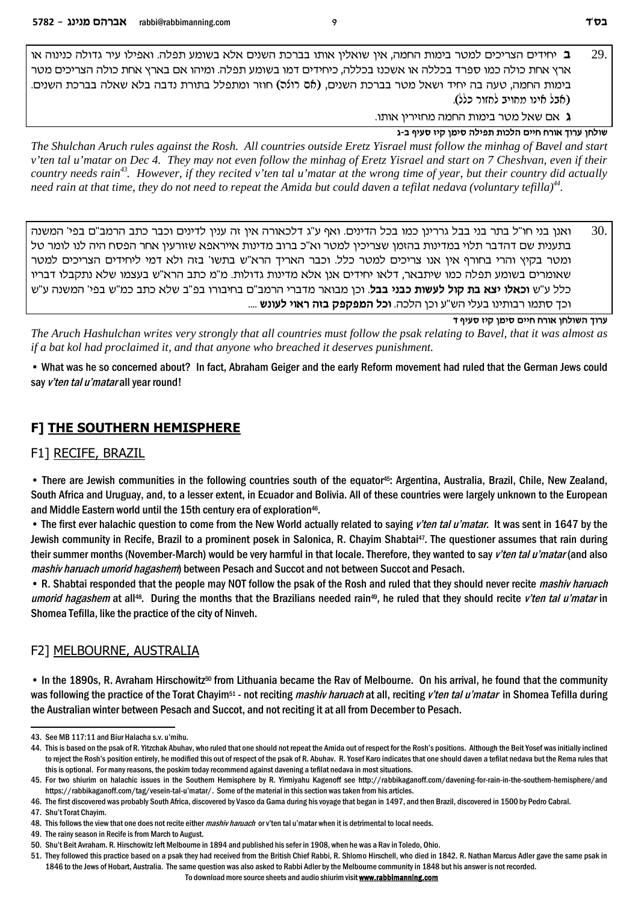29. **ב** יחידים הצריכים למטר בימות החמה, אין שואלין אותו בברכת השנים אלא בשומע תפלה. ואפילו עיר גדולה כנינוה או ארץ אחת כולה כמו ספרד בכללה או אשכנז בכללה, כיחידים דמו בשומע תפלה. ומיהו אם בארץ אחת כולה הצריכים מטר בימות החמה, טעה בה יחיד ושאל מטר בברכת השנים, (הגה: ואס רולה) חוזר ומתפלל בתורת נדבה בלא שאלה בברכת השנים. (אבל אינו מחויב לחזור כלל).

**ג** אם שאל מטר בימות החמה מחזירין אותו.

**שולחן ערוך אורח חיים הלכות תפילה סימן קיז סעיף ב-ג**

*The Shulchan Aruch rules against the Rosh. All countries outside Eretz Yisrael must follow the minhag of Bavel and start v'ten tal u'matar on Dec 4. They may not even follow the minhag of Eretz Yisrael and start on 7 Cheshvan, even if their country needs rain*[43]*. However, if they recited v'ten tal u'matar at the wrong time of year, but their country did actually need rain at that time, they do not need to repeat the Amida but could daven a tefilat nedava (voluntary tefilla)*[44]*.*

30. ואנן בני חו"ל בתר בני בבל גררינן כמו בכל הדינים. ואף ע"ג דלכאורה אין זה ענין לדינים וכבר כתב הרמב"ם בפי' המשנה בתענית שם דהדבר תלוי במדינות בהזמן שצריכין למטר וא"כ ברוב מדינות אייראפא שזורעין אחר הפסח היה לנו לומר טל ומטר בקיץ והרי בחורף אין אנו צריכים למטר כלל. וכבר האריך הרא"ש בתשו' בזה ולא דמי ליחידים הצריכים למטר שאומרים בשומע תפלה כמו שיתבאר, דלאו יחידים אנן אלא מדינות גדולות. מ"מ כתב הרא"ש בעצמו שלא נתקבלו דבריו כלל ע"ש **וכאלו יצא בת קול לעשות כבני בבל**. וכן מבואר מדברי הרמב"ם בחיבורו בפ"ב שלא כתב כמ"ש בפי' המשנה ע"ש וכך סתמו רבותינו בעלי הש"ע וכן הלכה. **וכל המפקפק בזה ראוי לעונש** ....

**ערוך השולחן אורח חיים סימן קיז סעיף ד**

*The Aruch Hashulchan writes very strongly that all countries must follow the psak relating to Bavel, that it was almost as if a bat kol had proclaimed it, and that anyone who breached it deserves punishment.*

• What was he so concerned about? In fact, Abraham Geiger and the early Reform movement had ruled that the German Jews could say *v'ten tal u'matar* all year round!

## F] THE SOUTHERN HEMISPHERE

### F1] RECIFE, BRAZIL

• There are Jewish communities in the following countries south of the equator[45]: Argentina, Australia, Brazil, Chile, New Zealand, South Africa and Uruguay, and, to a lesser extent, in Ecuador and Bolivia. All of these countries were largely unknown to the European and Middle Eastern world until the 15th century era of exploration[46].

• The first ever halachic question to come from the New World actually related to saying *v'ten tal u'matar.* It was sent in 1647 by the Jewish community in Recife, Brazil to a prominent posek in Salonica, R. Chayim Shabtai[47]. The questioner assumes that rain during their summer months (November-March) would be very harmful in that locale. Therefore, they wanted to say *v'ten tal u'matar* (and also *mashiv haruach umorid hagashem*) between Pesach and Succot and not between Succot and Pesach.

• R. Shabtai responded that the people may NOT follow the psak of the Rosh and ruled that they should never recite *mashiv haruach umorid hagashem* at all[48]. During the months that the Brazilians needed rain[49], he ruled that they should recite *v'ten tal u'matar* in Shomea Tefilla, like the practice of the city of Ninveh.

### F2] MELBOURNE, AUSTRALIA

• In the 1890s, R. Avraham Hirschowitz[50] from Lithuania became the Rav of Melbourne. On his arrival, he found that the community was following the practice of the Torat Chayim[51] - not reciting *mashiv haruach* at all, reciting *v'ten tal u'matar* in Shomea Tefilla during the Australian winter between Pesach and Succot, and not reciting it at all from December to Pesach.

---

43. See MB 117:11 and Biur Halacha s.v. u'mihu.

44. This is based on the psak of R. Yitzchak Abuhav, who ruled that one should not repeat the Amida out of respect for the Rosh's positions. Although the Beit Yosef was initially inclined to reject the Rosh's position entirely, he modified this out of respect of the psak of R. Abuhav. R. Yosef Karo indicates that one should daven a tefilat nedava but the Rema rules that this is optional. For many reasons, the poskim today recommend against davening a tefilat nedava in most situations.

45. For two shiurim on halachic issues in the Southern Hemisphere by R. Yirmiyahu Kagenoff see http://rabbikaganoff.com/davening-for-rain-in-the-southern-hemisphere/ and https://rabbikaganoff.com/tag/vesein-tal-u'matar/. Some of the material in this section was taken from his articles.

46. The first discovered was probably South Africa, discovered by Vasco da Gama during his voyage that began in 1497, and then Brazil, discovered in 1500 by Pedro Cabral.

47. Shu't Torat Chayim.

48. This follows the view that one does not recite either *mashiv haruach* or v'ten tal u'matar when it is detrimental to local needs.

49. The rainy season in Recife is from March to August.

50. Shu't Beit Avraham. R. Hirschowitz left Melbourne in 1894 and published his sefer in 1908, when he was a Rav in Toledo, Ohio.

51. They followed this practice based on a psak they had received from the British Chief Rabbi, R. Shlomo Hirschell, who died in 1842. R. Nathan Marcus Adler gave the same psak in 1846 to the Jews of Hobart, Australia. The same question was also asked to Rabbi Adler by the Melbourne community in 1848 but his answer is not recorded.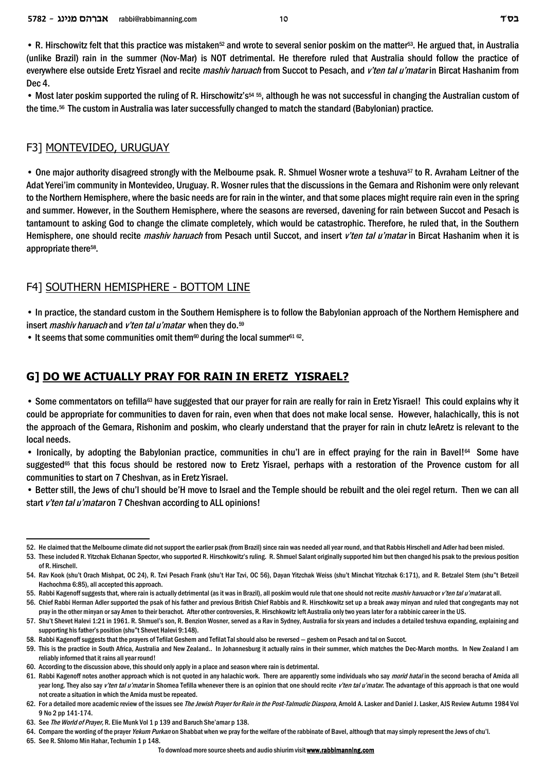• R. Hirschowitz felt that this practice was mistaken[52] and wrote to several senior poskim on the matter[53]. He argued that, in Australia (unlike Brazil) rain in the summer (Nov-Mar) is NOT detrimental. He therefore ruled that Australia should follow the practice of everywhere else outside Eretz Yisrael and recite *mashiv haruach* from Succot to Pesach, and *v'ten tal u'matar* in Bircat Hashanim from Dec 4.

• Most later poskim supported the ruling of R. Hirschowitz's[54] [55], although he was not successful in changing the Australian custom of the time.[56] The custom in Australia was later successfully changed to match the standard (Babylonian) practice.

## F3] MONTEVIDEO, URUGUAY

• One major authority disagreed strongly with the Melbourne psak. R. Shmuel Wosner wrote a teshuva[57] to R. Avraham Leitner of the Adat Yerei'im community in Montevideo, Uruguay. R. Wosner rules that the discussions in the Gemara and Rishonim were only relevant to the Northern Hemisphere, where the basic needs are for rain in the winter, and that some places might require rain even in the spring and summer. However, in the Southern Hemisphere, where the seasons are reversed, davening for rain between Succot and Pesach is tantamount to asking God to change the climate completely, which would be catastrophic. Therefore, he ruled that, in the Southern Hemisphere, one should recite *mashiv haruach* from Pesach until Succot, and insert *v'ten tal u'matar* in Bircat Hashanim when it is appropriate there[58].

## F4] SOUTHERN HEMISPHERE - BOTTOM LINE

• In practice, the standard custom in the Southern Hemisphere is to follow the Babylonian approach of the Northern Hemisphere and insert *mashiv haruach* and *v'ten tal u'matar* when they do.[59]

• It seems that some communities omit them[60] during the local summer[61] [62].

## G] DO WE ACTUALLY PRAY FOR RAIN IN ERETZ YISRAEL?

• Some commentators on tefilla[63] have suggested that our prayer for rain are really for rain in Eretz Yisrael! This could explains why it could be appropriate for communities to daven for rain, even when that does not make local sense. However, halachically, this is not the approach of the Gemara, Rishonim and poskim, who clearly understand that the prayer for rain in chutz leAretz is relevant to the local needs.

• Ironically, by adopting the Babylonian practice, communities in chu'l are in effect praying for the rain in Bavel![64] Some have suggested[65] that this focus should be restored now to Eretz Yisrael, perhaps with a restoration of the Provence custom for all communities to start on 7 Cheshvan, as in Eretz Yisrael.

• Better still, the Jews of chu'l should be'H move to Israel and the Temple should be rebuilt and the olei regel return. Then we can all start *v'ten tal u'matar* on 7 Cheshvan according to ALL opinions!

---

52. He claimed that the Melbourne climate did not support the earlier psak (from Brazil) since rain was needed all year round, and that Rabbis Hirschell and Adler had been misled.
53. These included R. Yitzchak Elchanan Spector, who supported R. Hirschkowitz's ruling. R. Shmuel Salant originally supported him but then changed his psak to the previous position of R. Hirschell.
54. Rav Kook (shu't Orach Mishpat, OC 24), R. Tzvi Pesach Frank (shu't Har Tzvi, OC 56), Dayan Yitzchak Weiss (shu't Minchat Yitzchak 6:171), and R. Betzalel Stern (shu"t Betzeil Hachochma 6:85), all accepted this approach.
55. Rabbi Kagenoff suggests that, where rain is actually detrimental (as it was in Brazil), all poskim would rule that one should not recite *mashiv haruach* or *v'ten tal u'matar* at all.
56. Chief Rabbi Herman Adler supported the psak of his father and previous British Chief Rabbis and R. Hirschkowitz set up a break away minyan and ruled that congregants may not pray in the other minyan or say Amen to their berachot. After other controversies, R. Hirschkowitz left Australia only two years later for a rabbinic career in the US.
57. Shu't Shevet Halevi 1:21 in 1961. R. Shmuel's son, R. Benzion Wosner, served as a Rav in Sydney, Australia for six years and includes a detailed teshuva expanding, explaining and supporting his father's position (shu"t Shevet Halevi 9:148).
58. Rabbi Kagenoff suggests that the prayers of Tefilat Geshem and Tefilat Tal should also be reversed – geshem on Pesach and tal on Succot.
59. This is the practice in South Africa, Australia and New Zealand.. In Johannesburg it actually rains in their summer, which matches the Dec-March months. In New Zealand I am reliably informed that it rains all year round!
60. According to the discussion above, this should only apply in a place and season where rain is detrimental.
61. Rabbi Kagenoff notes another approach which is not quoted in any halachic work. There are apparently some individuals who say *morid hatal* in the second beracha of Amida all year long. They also say *v'ten tal u'matar* in Shomea Tefilla whenever there is an opinion that one should recite *v'ten tal u'matar*. The advantage of this approach is that one would not create a situation in which the Amida must be repeated.
62. For a detailed more academic review of the issues see *The Jewish Prayer for Rain in the Post-Talmudic Diaspora*, Arnold A. Lasker and Daniel J. Lasker, AJS Review Autumn 1984 Vol 9 No 2 pp 141-174.
63. See *The World of Prayer*, R. Elie Munk Vol 1 p 139 and Baruch She'amar p 138.
64. Compare the wording of the prayer *Yekum Purkan* on Shabbat when we pray for the welfare of the rabbinate of Bavel, although that may simply represent the Jews of chu'l.
65. See R. Shlomo Min Hahar, Techumin 1 p 148.

To download more source sheets and audio shiurim visit **www.rabbimanning.com**